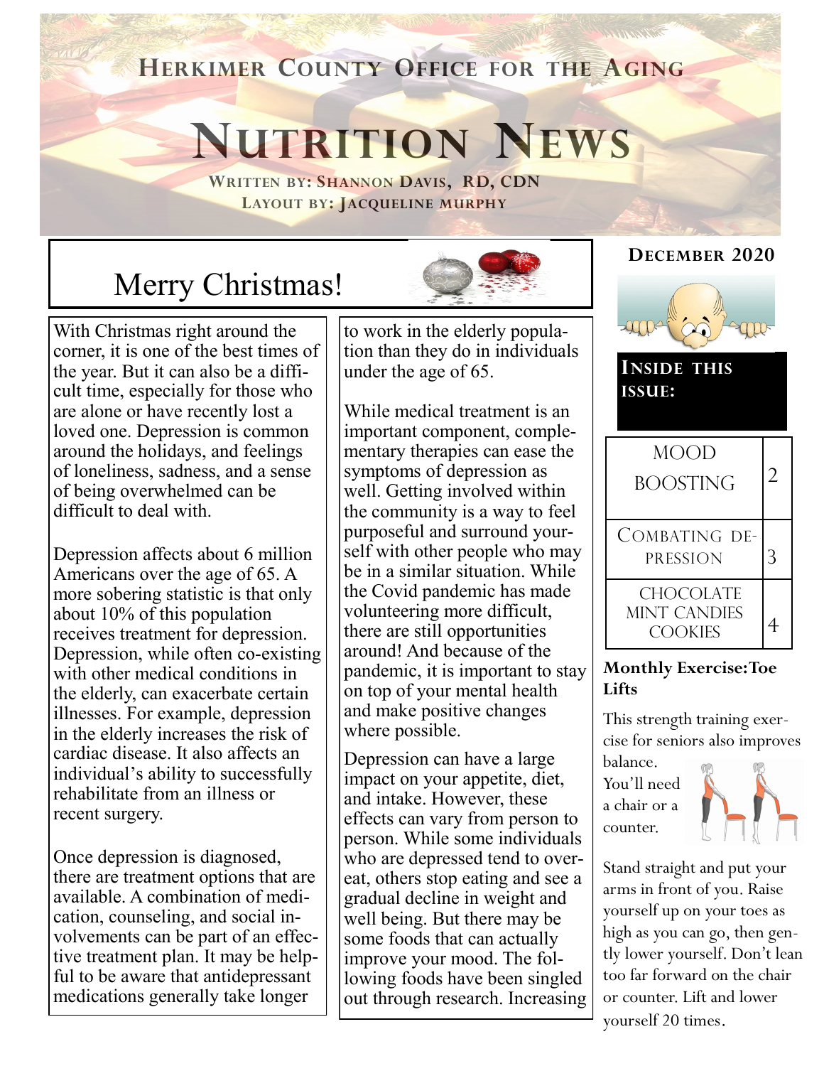# Herkimer County Office for the Aging

# Nutrition News

**Written by: Shannon Davis, RD, CDN**
**Layout by: Jacqueline Murphy**

**December 2020**

## Merry Christmas!

With Christmas right around the corner, it is one of the best times of the year. But it can also be a difficult time, especially for those who are alone or have recently lost a loved one. Depression is common around the holidays, and feelings of loneliness, sadness, and a sense of being overwhelmed can be difficult to deal with.

Depression affects about 6 million Americans over the age of 65. A more sobering statistic is that only about 10% of this population receives treatment for depression. Depression, while often co-existing with other medical conditions in the elderly, can exacerbate certain illnesses. For example, depression in the elderly increases the risk of cardiac disease. It also affects an individual's ability to successfully rehabilitate from an illness or recent surgery.

Once depression is diagnosed, there are treatment options that are available. A combination of medication, counseling, and social involvements can be part of an effective treatment plan. It may be helpful to be aware that antidepressant medications generally take longer to work in the elderly population than they do in individuals under the age of 65.

While medical treatment is an important component, complementary therapies can ease the symptoms of depression as well. Getting involved within the community is a way to feel purposeful and surround yourself with other people who may be in a similar situation. While the Covid pandemic has made volunteering more difficult, there are still opportunities around! And because of the pandemic, it is important to stay on top of your mental health and make positive changes where possible.

Depression can have a large impact on your appetite, diet, and intake. However, these effects can vary from person to person. While some individuals who are depressed tend to overeat, others stop eating and see a gradual decline in weight and well being. But there may be some foods that can actually improve your mood. The following foods have been singled out through research. Increasing

### Inside this issue:

| | |
|---|---|
| Mood Boosting | 2 |
| Combating Depression | 3 |
| Chocolate Mint Candies Cookies | 4 |

### Monthly Exercise: Toe Lifts

This strength training exercise for seniors also improves balance. You'll need a chair or a counter.

Stand straight and put your arms in front of you. Raise yourself up on your toes as high as you can go, then gently lower yourself. Don't lean too far forward on the chair or counter. Lift and lower yourself 20 times.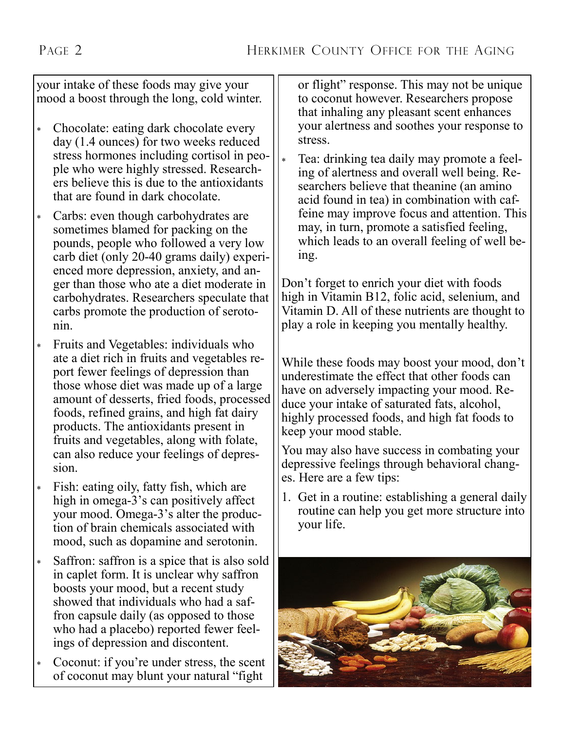your intake of these foods may give your mood a boost through the long, cold winter.

- Chocolate: eating dark chocolate every day (1.4 ounces) for two weeks reduced stress hormones including cortisol in people who were highly stressed. Researchers believe this is due to the antioxidants that are found in dark chocolate.
- Carbs: even though carbohydrates are sometimes blamed for packing on the pounds, people who followed a very low carb diet (only 20-40 grams daily) experienced more depression, anxiety, and anger than those who ate a diet moderate in carbohydrates. Researchers speculate that carbs promote the production of serotonin.
- Fruits and Vegetables: individuals who ate a diet rich in fruits and vegetables report fewer feelings of depression than those whose diet was made up of a large amount of desserts, fried foods, processed foods, refined grains, and high fat dairy products. The antioxidants present in fruits and vegetables, along with folate, can also reduce your feelings of depression.
- Fish: eating oily, fatty fish, which are high in omega-3's can positively affect your mood. Omega-3's alter the production of brain chemicals associated with mood, such as dopamine and serotonin.
- Saffron: saffron is a spice that is also sold in caplet form. It is unclear why saffron boosts your mood, but a recent study showed that individuals who had a saffron capsule daily (as opposed to those who had a placebo) reported fewer feelings of depression and discontent.
- Coconut: if you're under stress, the scent of coconut may blunt your natural "fight or flight" response. This may not be unique to coconut however. Researchers propose that inhaling any pleasant scent enhances your alertness and soothes your response to stress.
- Tea: drinking tea daily may promote a feeling of alertness and overall well being. Researchers believe that theanine (an amino acid found in tea) in combination with caffeine may improve focus and attention. This may, in turn, promote a satisfied feeling, which leads to an overall feeling of well being.

Don't forget to enrich your diet with foods high in Vitamin B12, folic acid, selenium, and Vitamin D. All of these nutrients are thought to play a role in keeping you mentally healthy.

While these foods may boost your mood, don't underestimate the effect that other foods can have on adversely impacting your mood. Reduce your intake of saturated fats, alcohol, highly processed foods, and high fat foods to keep your mood stable.

You may also have success in combating your depressive feelings through behavioral changes. Here are a few tips:

1. Get in a routine: establishing a general daily routine can help you get more structure into your life.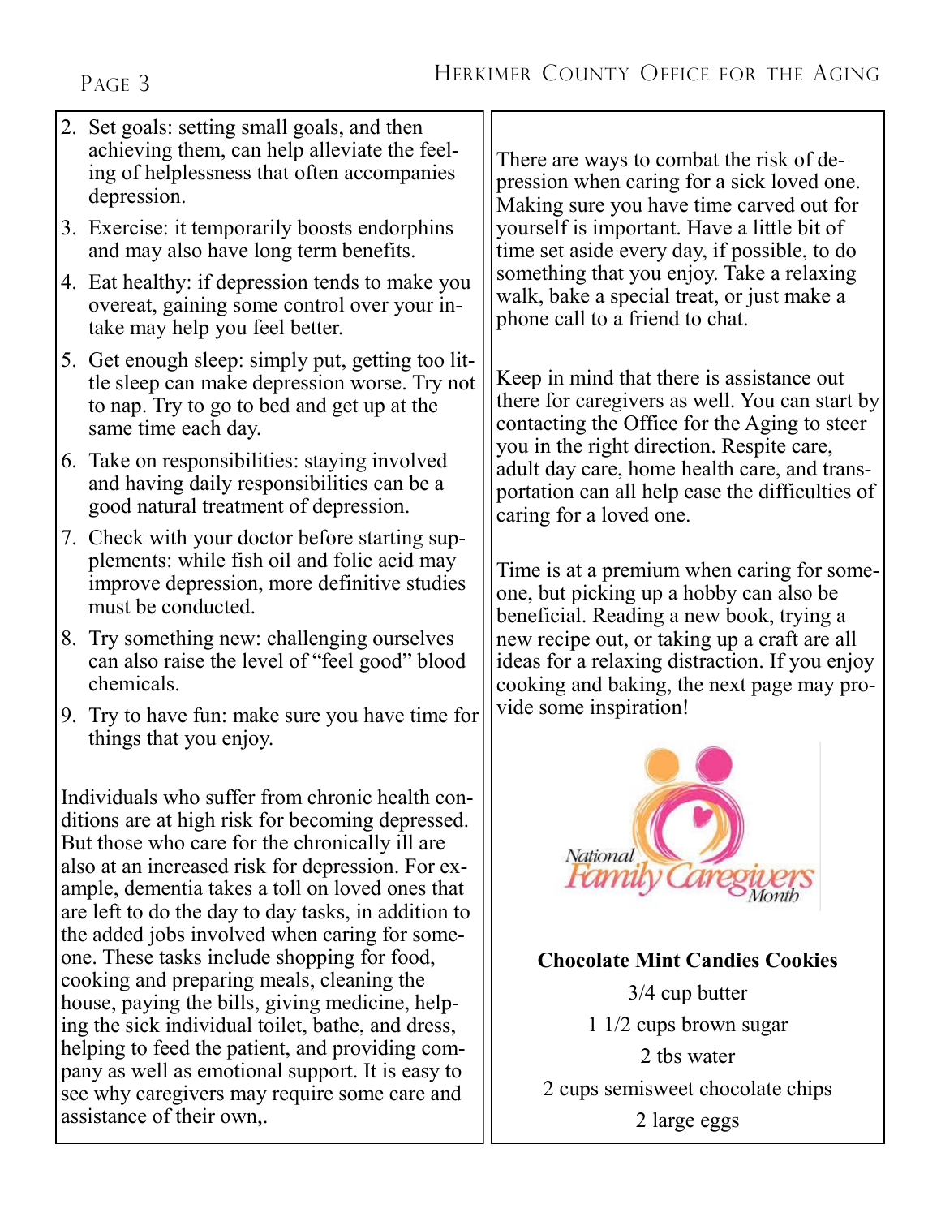2. Set goals: setting small goals, and then achieving them, can help alleviate the feeling of helplessness that often accompanies depression.
3. Exercise: it temporarily boosts endorphins and may also have long term benefits.
4. Eat healthy: if depression tends to make you overeat, gaining some control over your intake may help you feel better.
5. Get enough sleep: simply put, getting too little sleep can make depression worse. Try not to nap. Try to go to bed and get up at the same time each day.
6. Take on responsibilities: staying involved and having daily responsibilities can be a good natural treatment of depression.
7. Check with your doctor before starting supplements: while fish oil and folic acid may improve depression, more definitive studies must be conducted.
8. Try something new: challenging ourselves can also raise the level of "feel good" blood chemicals.
9. Try to have fun: make sure you have time for things that you enjoy.

Individuals who suffer from chronic health conditions are at high risk for becoming depressed. But those who care for the chronically ill are also at an increased risk for depression. For example, dementia takes a toll on loved ones that are left to do the day to day tasks, in addition to the added jobs involved when caring for someone. These tasks include shopping for food, cooking and preparing meals, cleaning the house, paying the bills, giving medicine, helping the sick individual toilet, bathe, and dress, helping to feed the patient, and providing company as well as emotional support. It is easy to see why caregivers may require some care and assistance of their own,.

There are ways to combat the risk of depression when caring for a sick loved one. Making sure you have time carved out for yourself is important. Have a little bit of time set aside every day, if possible, to do something that you enjoy. Take a relaxing walk, bake a special treat, or just make a phone call to a friend to chat.

Keep in mind that there is assistance out there for caregivers as well. You can start by contacting the Office for the Aging to steer you in the right direction. Respite care, adult day care, home health care, and transportation can all help ease the difficulties of caring for a loved one.

Time is at a premium when caring for someone, but picking up a hobby can also be beneficial. Reading a new book, trying a new recipe out, or taking up a craft are all ideas for a relaxing distraction. If you enjoy cooking and baking, the next page may provide some inspiration!

National Family Caregivers Month

**Chocolate Mint Candies Cookies**

3/4 cup butter

1 1/2 cups brown sugar

2 tbs water

2 cups semisweet chocolate chips

2 large eggs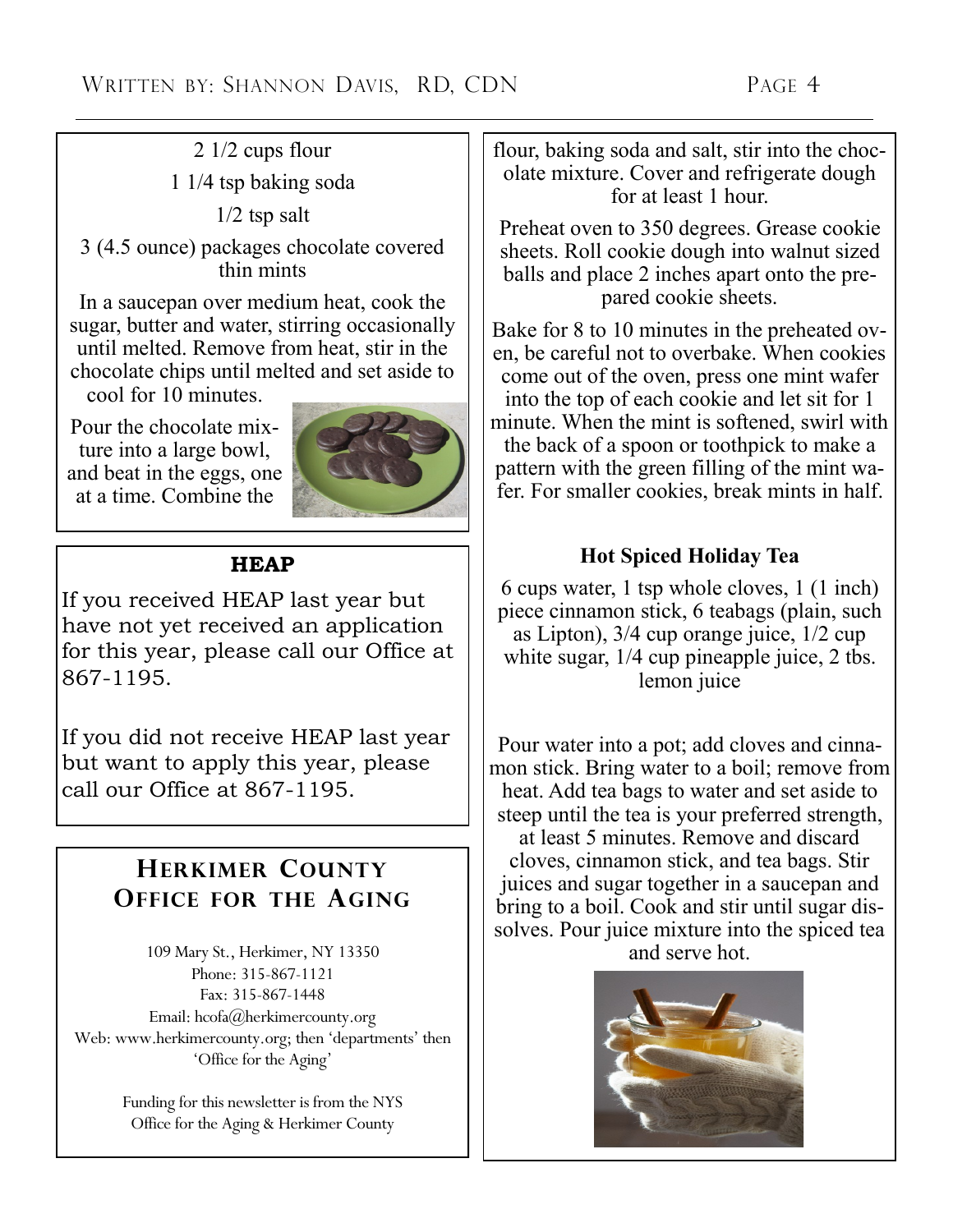2 1/2 cups flour

1 1/4 tsp baking soda

1/2 tsp salt

3 (4.5 ounce) packages chocolate covered thin mints

In a saucepan over medium heat, cook the sugar, butter and water, stirring occasionally until melted. Remove from heat, stir in the chocolate chips until melted and set aside to cool for 10 minutes.

Pour the chocolate mixture into a large bowl, and beat in the eggs, one at a time. Combine the flour, baking soda and salt, stir into the chocolate mixture. Cover and refrigerate dough for at least 1 hour.

Preheat oven to 350 degrees. Grease cookie sheets. Roll cookie dough into walnut sized balls and place 2 inches apart onto the prepared cookie sheets.

Bake for 8 to 10 minutes in the preheated oven, be careful not to overbake. When cookies come out of the oven, press one mint wafer into the top of each cookie and let sit for 1 minute. When the mint is softened, swirl with the back of a spoon or toothpick to make a pattern with the green filling of the mint wafer. For smaller cookies, break mints in half.

### Hot Spiced Holiday Tea

6 cups water, 1 tsp whole cloves, 1 (1 inch) piece cinnamon stick, 6 teabags (plain, such as Lipton), 3/4 cup orange juice, 1/2 cup white sugar, 1/4 cup pineapple juice, 2 tbs. lemon juice

Pour water into a pot; add cloves and cinnamon stick. Bring water to a boil; remove from heat. Add tea bags to water and set aside to steep until the tea is your preferred strength, at least 5 minutes. Remove and discard cloves, cinnamon stick, and tea bags. Stir juices and sugar together in a saucepan and bring to a boil. Cook and stir until sugar dissolves. Pour juice mixture into the spiced tea and serve hot.

### HEAP

If you received HEAP last year but have not yet received an application for this year, please call our Office at 867-1195.

If you did not receive HEAP last year but want to apply this year, please call our Office at 867-1195.

## Herkimer County Office for the Aging

109 Mary St., Herkimer, NY 13350
Phone: 315-867-1121
Fax: 315-867-1448
Email: hcofa@herkimercounty.org
Web: www.herkimercounty.org; then 'departments' then 'Office for the Aging'

Funding for this newsletter is from the NYS Office for the Aging & Herkimer County